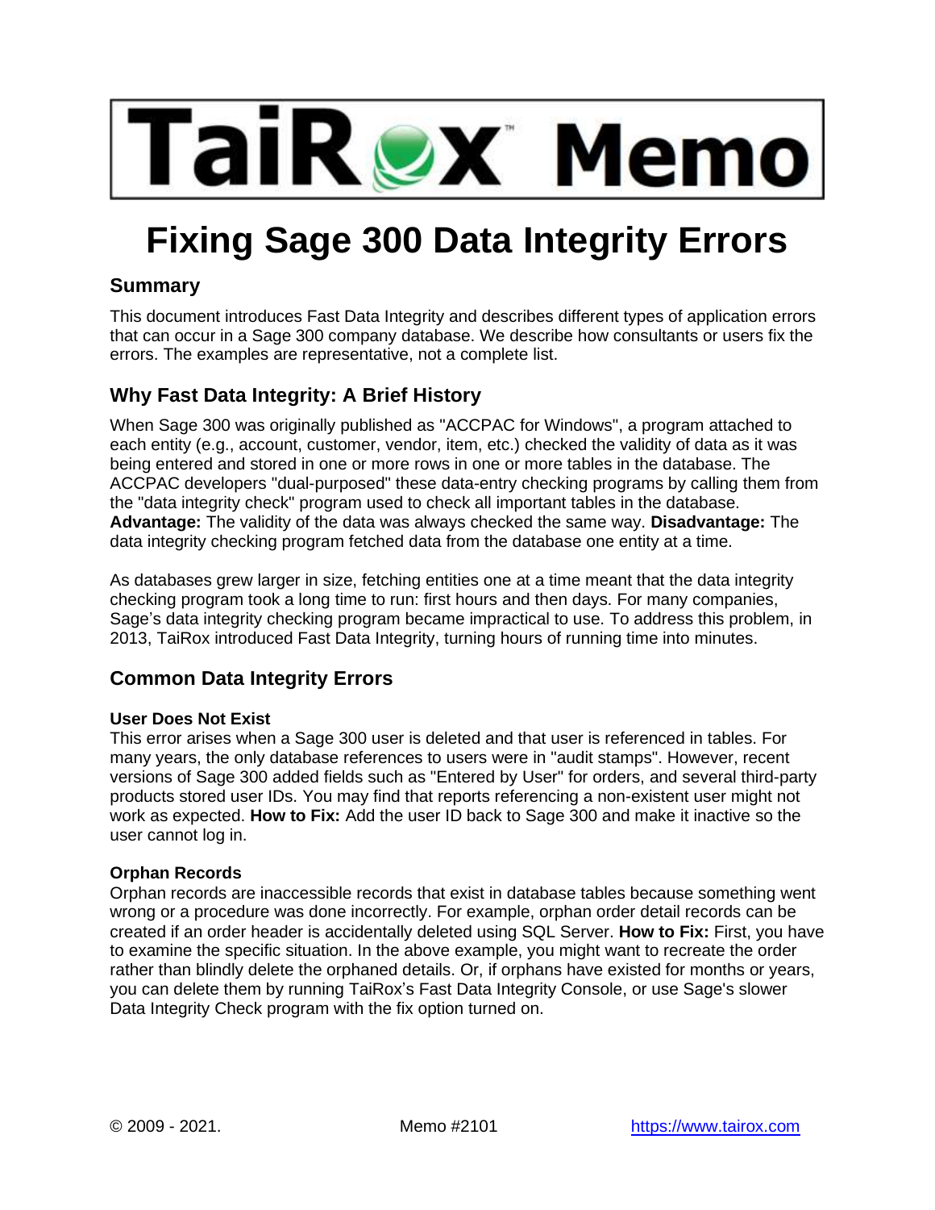# TaiRox Memo

# Fixing Sage 300 Data Integrity Errors

## Summary

This document introduces Fast Data Integrity and describes different types of application errors that can occur in a Sage 300 company database. We describe how consultants or users fix the errors. The examples are representative, not a complete list.

## Why Fast Data Integrity: A Brief History

When Sage 300 was originally published as "ACCPAC for Windows", a program attached to each entity (e.g., account, customer, vendor, item, etc.) checked the validity of data as it was being entered and stored in one or more rows in one or more tables in the database. The ACCPAC developers "dual-purposed" these data-entry checking programs by calling them from the "data integrity check" program used to check all important tables in the database. **Advantage:** The validity of the data was always checked the same way. **Disadvantage:** The data integrity checking program fetched data from the database one entity at a time.

As databases grew larger in size, fetching entities one at a time meant that the data integrity checking program took a long time to run: first hours and then days. For many companies, Sage's data integrity checking program became impractical to use. To address this problem, in 2013, TaiRox introduced Fast Data Integrity, turning hours of running time into minutes.

## Common Data Integrity Errors

### User Does Not Exist

This error arises when a Sage 300 user is deleted and that user is referenced in tables. For many years, the only database references to users were in "audit stamps". However, recent versions of Sage 300 added fields such as "Entered by User" for orders, and several third-party products stored user IDs. You may find that reports referencing a non-existent user might not work as expected. **How to Fix:** Add the user ID back to Sage 300 and make it inactive so the user cannot log in.

### Orphan Records

Orphan records are inaccessible records that exist in database tables because something went wrong or a procedure was done incorrectly. For example, orphan order detail records can be created if an order header is accidentally deleted using SQL Server. **How to Fix:** First, you have to examine the specific situation. In the above example, you might want to recreate the order rather than blindly delete the orphaned details. Or, if orphans have existed for months or years, you can delete them by running TaiRox's Fast Data Integrity Console, or use Sage's slower Data Integrity Check program with the fix option turned on.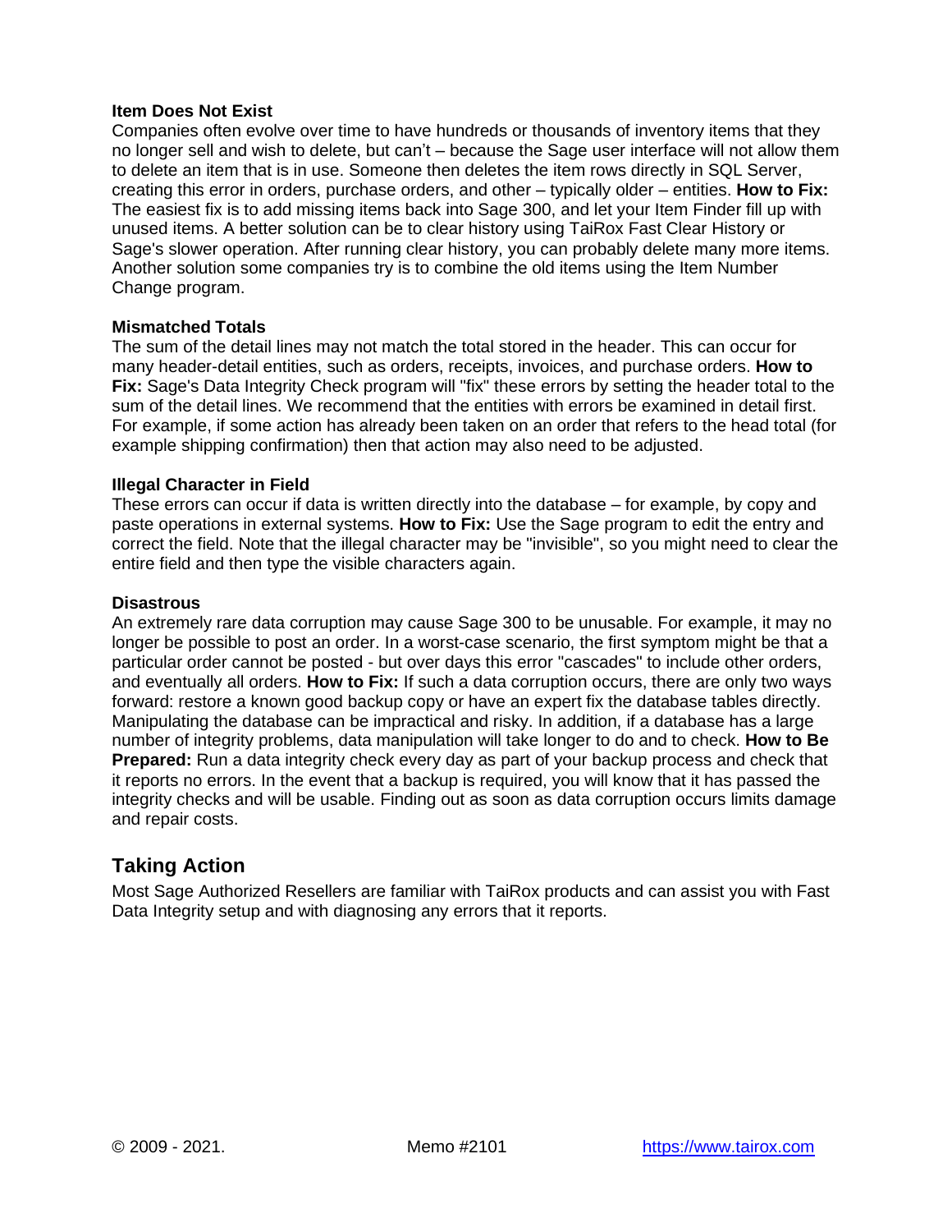**Item Does Not Exist**
Companies often evolve over time to have hundreds or thousands of inventory items that they no longer sell and wish to delete, but can't – because the Sage user interface will not allow them to delete an item that is in use. Someone then deletes the item rows directly in SQL Server, creating this error in orders, purchase orders, and other – typically older – entities. **How to Fix:** The easiest fix is to add missing items back into Sage 300, and let your Item Finder fill up with unused items. A better solution can be to clear history using TaiRox Fast Clear History or Sage's slower operation. After running clear history, you can probably delete many more items. Another solution some companies try is to combine the old items using the Item Number Change program.

**Mismatched Totals**
The sum of the detail lines may not match the total stored in the header. This can occur for many header-detail entities, such as orders, receipts, invoices, and purchase orders. **How to Fix:** Sage's Data Integrity Check program will "fix" these errors by setting the header total to the sum of the detail lines. We recommend that the entities with errors be examined in detail first. For example, if some action has already been taken on an order that refers to the head total (for example shipping confirmation) then that action may also need to be adjusted.

**Illegal Character in Field**
These errors can occur if data is written directly into the database – for example, by copy and paste operations in external systems. **How to Fix:** Use the Sage program to edit the entry and correct the field. Note that the illegal character may be "invisible", so you might need to clear the entire field and then type the visible characters again.

**Disastrous**
An extremely rare data corruption may cause Sage 300 to be unusable. For example, it may no longer be possible to post an order. In a worst-case scenario, the first symptom might be that a particular order cannot be posted - but over days this error "cascades" to include other orders, and eventually all orders. **How to Fix:** If such a data corruption occurs, there are only two ways forward: restore a known good backup copy or have an expert fix the database tables directly. Manipulating the database can be impractical and risky. In addition, if a database has a large number of integrity problems, data manipulation will take longer to do and to check. **How to Be Prepared:** Run a data integrity check every day as part of your backup process and check that it reports no errors. In the event that a backup is required, you will know that it has passed the integrity checks and will be usable. Finding out as soon as data corruption occurs limits damage and repair costs.

## Taking Action

Most Sage Authorized Resellers are familiar with TaiRox products and can assist you with Fast Data Integrity setup and with diagnosing any errors that it reports.